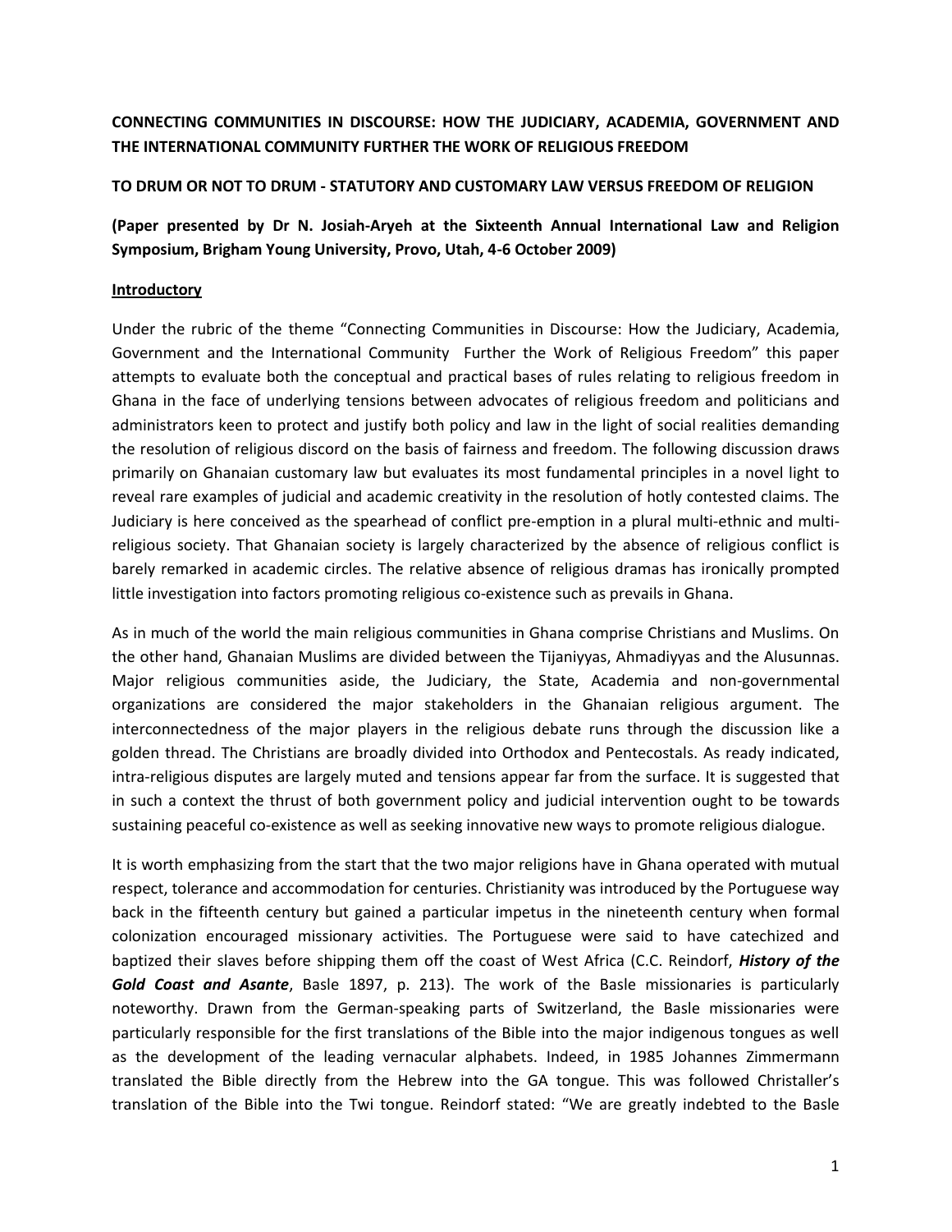**CONNECTING COMMUNITIES IN DISCOURSE: HOW THE JUDICIARY, ACADEMIA, GOVERNMENT AND THE INTERNATIONAL COMMUNITY FURTHER THE WORK OF RELIGIOUS FREEDOM**

**TO DRUM OR NOT TO DRUM - STATUTORY AND CUSTOMARY LAW VERSUS FREEDOM OF RELIGION**

**(Paper presented by Dr N. Josiah-Aryeh at the Sixteenth Annual International Law and Religion Symposium, Brigham Young University, Provo, Utah, 4-6 October 2009)**

## Introductory

Under the rubric of the theme "Connecting Communities in Discourse: How the Judiciary, Academia, Government and the International Community Further the Work of Religious Freedom" this paper attempts to evaluate both the conceptual and practical bases of rules relating to religious freedom in Ghana in the face of underlying tensions between advocates of religious freedom and politicians and administrators keen to protect and justify both policy and law in the light of social realities demanding the resolution of religious discord on the basis of fairness and freedom. The following discussion draws primarily on Ghanaian customary law but evaluates its most fundamental principles in a novel light to reveal rare examples of judicial and academic creativity in the resolution of hotly contested claims. The Judiciary is here conceived as the spearhead of conflict pre-emption in a plural multi-ethnic and multi-religious society. That Ghanaian society is largely characterized by the absence of religious conflict is barely remarked in academic circles. The relative absence of religious dramas has ironically prompted little investigation into factors promoting religious co-existence such as prevails in Ghana.

As in much of the world the main religious communities in Ghana comprise Christians and Muslims. On the other hand, Ghanaian Muslims are divided between the Tijaniyyas, Ahmadiyyas and the Alusunnas. Major religious communities aside, the Judiciary, the State, Academia and non-governmental organizations are considered the major stakeholders in the Ghanaian religious argument. The interconnectedness of the major players in the religious debate runs through the discussion like a golden thread. The Christians are broadly divided into Orthodox and Pentecostals. As ready indicated, intra-religious disputes are largely muted and tensions appear far from the surface. It is suggested that in such a context the thrust of both government policy and judicial intervention ought to be towards sustaining peaceful co-existence as well as seeking innovative new ways to promote religious dialogue.

It is worth emphasizing from the start that the two major religions have in Ghana operated with mutual respect, tolerance and accommodation for centuries. Christianity was introduced by the Portuguese way back in the fifteenth century but gained a particular impetus in the nineteenth century when formal colonization encouraged missionary activities. The Portuguese were said to have catechized and baptized their slaves before shipping them off the coast of West Africa (C.C. Reindorf, ***History of the Gold Coast and Asante***, Basle 1897, p. 213). The work of the Basle missionaries is particularly noteworthy. Drawn from the German-speaking parts of Switzerland, the Basle missionaries were particularly responsible for the first translations of the Bible into the major indigenous tongues as well as the development of the leading vernacular alphabets. Indeed, in 1985 Johannes Zimmermann translated the Bible directly from the Hebrew into the GA tongue. This was followed Christaller's translation of the Bible into the Twi tongue. Reindorf stated: "We are greatly indebted to the Basle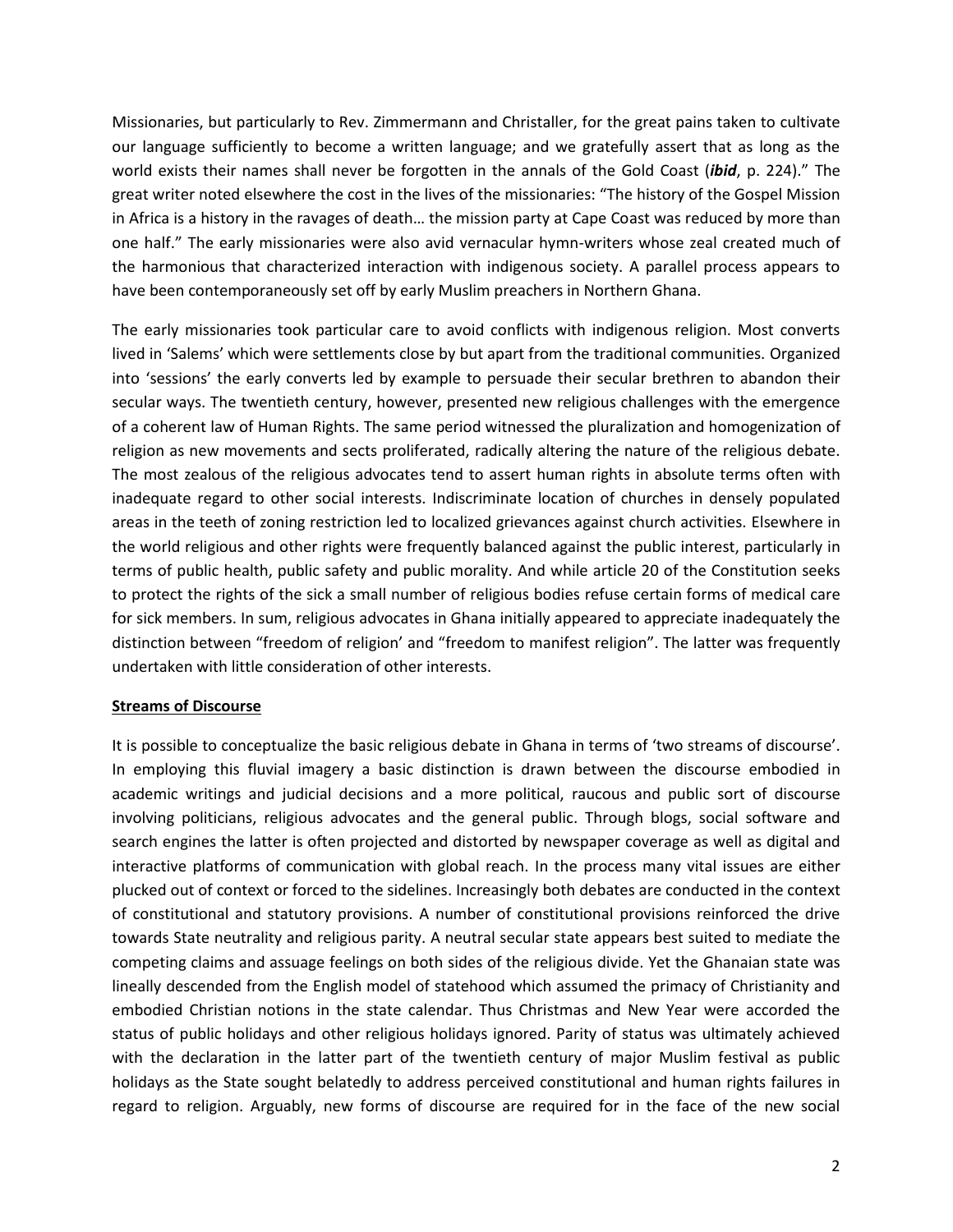Missionaries, but particularly to Rev. Zimmermann and Christaller, for the great pains taken to cultivate our language sufficiently to become a written language; and we gratefully assert that as long as the world exists their names shall never be forgotten in the annals of the Gold Coast (***ibid***, p. 224)." The great writer noted elsewhere the cost in the lives of the missionaries: "The history of the Gospel Mission in Africa is a history in the ravages of death… the mission party at Cape Coast was reduced by more than one half." The early missionaries were also avid vernacular hymn-writers whose zeal created much of the harmonious that characterized interaction with indigenous society. A parallel process appears to have been contemporaneously set off by early Muslim preachers in Northern Ghana.

The early missionaries took particular care to avoid conflicts with indigenous religion. Most converts lived in 'Salems' which were settlements close by but apart from the traditional communities. Organized into 'sessions' the early converts led by example to persuade their secular brethren to abandon their secular ways. The twentieth century, however, presented new religious challenges with the emergence of a coherent law of Human Rights. The same period witnessed the pluralization and homogenization of religion as new movements and sects proliferated, radically altering the nature of the religious debate. The most zealous of the religious advocates tend to assert human rights in absolute terms often with inadequate regard to other social interests. Indiscriminate location of churches in densely populated areas in the teeth of zoning restriction led to localized grievances against church activities. Elsewhere in the world religious and other rights were frequently balanced against the public interest, particularly in terms of public health, public safety and public morality. And while article 20 of the Constitution seeks to protect the rights of the sick a small number of religious bodies refuse certain forms of medical care for sick members. In sum, religious advocates in Ghana initially appeared to appreciate inadequately the distinction between "freedom of religion' and "freedom to manifest religion". The latter was frequently undertaken with little consideration of other interests.

## Streams of Discourse

It is possible to conceptualize the basic religious debate in Ghana in terms of 'two streams of discourse'. In employing this fluvial imagery a basic distinction is drawn between the discourse embodied in academic writings and judicial decisions and a more political, raucous and public sort of discourse involving politicians, religious advocates and the general public. Through blogs, social software and search engines the latter is often projected and distorted by newspaper coverage as well as digital and interactive platforms of communication with global reach. In the process many vital issues are either plucked out of context or forced to the sidelines. Increasingly both debates are conducted in the context of constitutional and statutory provisions. A number of constitutional provisions reinforced the drive towards State neutrality and religious parity. A neutral secular state appears best suited to mediate the competing claims and assuage feelings on both sides of the religious divide. Yet the Ghanaian state was lineally descended from the English model of statehood which assumed the primacy of Christianity and embodied Christian notions in the state calendar. Thus Christmas and New Year were accorded the status of public holidays and other religious holidays ignored. Parity of status was ultimately achieved with the declaration in the latter part of the twentieth century of major Muslim festival as public holidays as the State sought belatedly to address perceived constitutional and human rights failures in regard to religion. Arguably, new forms of discourse are required for in the face of the new social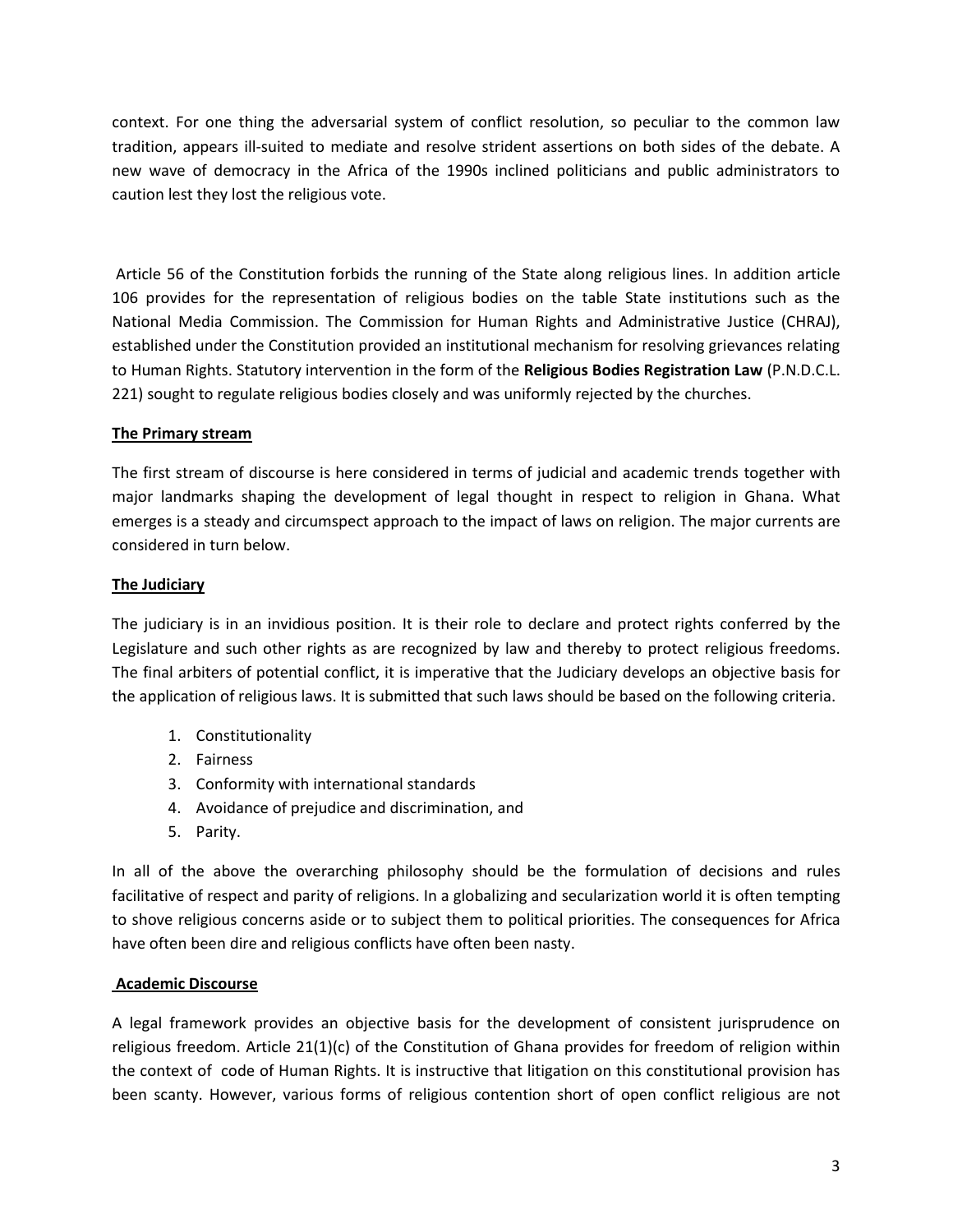context. For one thing the adversarial system of conflict resolution, so peculiar to the common law tradition, appears ill-suited to mediate and resolve strident assertions on both sides of the debate. A new wave of democracy in the Africa of the 1990s inclined politicians and public administrators to caution lest they lost the religious vote.

Article 56 of the Constitution forbids the running of the State along religious lines. In addition article 106 provides for the representation of religious bodies on the table State institutions such as the National Media Commission. The Commission for Human Rights and Administrative Justice (CHRAJ), established under the Constitution provided an institutional mechanism for resolving grievances relating to Human Rights. Statutory intervention in the form of the **Religious Bodies Registration Law** (P.N.D.C.L. 221) sought to regulate religious bodies closely and was uniformly rejected by the churches.

## The Primary stream

The first stream of discourse is here considered in terms of judicial and academic trends together with major landmarks shaping the development of legal thought in respect to religion in Ghana. What emerges is a steady and circumspect approach to the impact of laws on religion. The major currents are considered in turn below.

## The Judiciary

The judiciary is in an invidious position. It is their role to declare and protect rights conferred by the Legislature and such other rights as are recognized by law and thereby to protect religious freedoms. The final arbiters of potential conflict, it is imperative that the Judiciary develops an objective basis for the application of religious laws. It is submitted that such laws should be based on the following criteria.

1. Constitutionality
2. Fairness
3. Conformity with international standards
4. Avoidance of prejudice and discrimination, and
5. Parity.

In all of the above the overarching philosophy should be the formulation of decisions and rules facilitative of respect and parity of religions. In a globalizing and secularization world it is often tempting to shove religious concerns aside or to subject them to political priorities. The consequences for Africa have often been dire and religious conflicts have often been nasty.

## Academic Discourse

A legal framework provides an objective basis for the development of consistent jurisprudence on religious freedom. Article 21(1)(c) of the Constitution of Ghana provides for freedom of religion within the context of code of Human Rights. It is instructive that litigation on this constitutional provision has been scanty. However, various forms of religious contention short of open conflict religious are not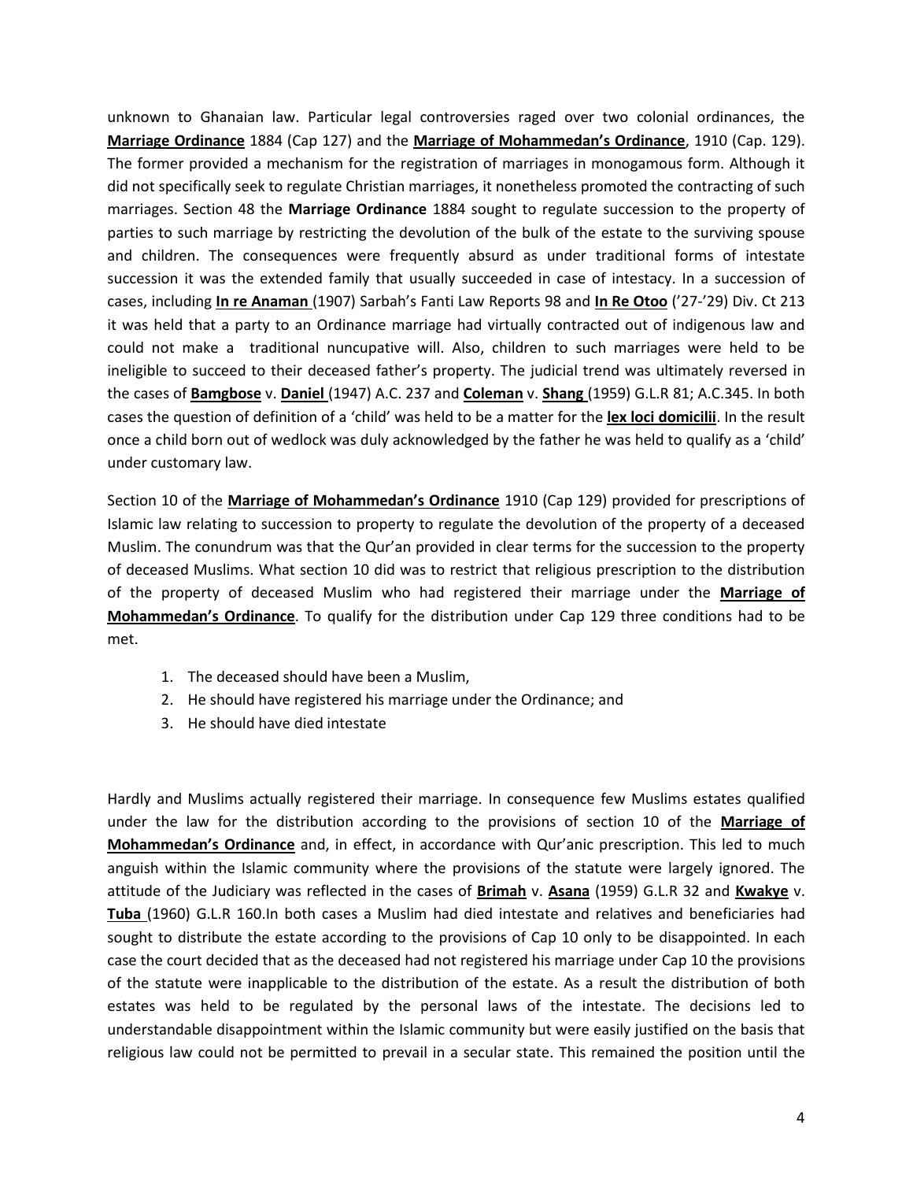unknown to Ghanaian law. Particular legal controversies raged over two colonial ordinances, the **Marriage Ordinance** 1884 (Cap 127) and the **Marriage of Mohammedan's Ordinance**, 1910 (Cap. 129). The former provided a mechanism for the registration of marriages in monogamous form. Although it did not specifically seek to regulate Christian marriages, it nonetheless promoted the contracting of such marriages. Section 48 the **Marriage Ordinance** 1884 sought to regulate succession to the property of parties to such marriage by restricting the devolution of the bulk of the estate to the surviving spouse and children. The consequences were frequently absurd as under traditional forms of intestate succession it was the extended family that usually succeeded in case of intestacy. In a succession of cases, including **In re Anaman** (1907) Sarbah's Fanti Law Reports 98 and **In Re Otoo** ('27-'29) Div. Ct 213 it was held that a party to an Ordinance marriage had virtually contracted out of indigenous law and could not make a traditional nuncupative will. Also, children to such marriages were held to be ineligible to succeed to their deceased father's property. The judicial trend was ultimately reversed in the cases of **Bamgbose** v. **Daniel** (1947) A.C. 237 and **Coleman** v. **Shang** (1959) G.L.R 81; A.C.345. In both cases the question of definition of a 'child' was held to be a matter for the **lex loci domicilii**. In the result once a child born out of wedlock was duly acknowledged by the father he was held to qualify as a 'child' under customary law.

Section 10 of the **Marriage of Mohammedan's Ordinance** 1910 (Cap 129) provided for prescriptions of Islamic law relating to succession to property to regulate the devolution of the property of a deceased Muslim. The conundrum was that the Qur'an provided in clear terms for the succession to the property of deceased Muslims. What section 10 did was to restrict that religious prescription to the distribution of the property of deceased Muslim who had registered their marriage under the **Marriage of Mohammedan's Ordinance**. To qualify for the distribution under Cap 129 three conditions had to be met.

1. The deceased should have been a Muslim,
2. He should have registered his marriage under the Ordinance; and
3. He should have died intestate

Hardly and Muslims actually registered their marriage. In consequence few Muslims estates qualified under the law for the distribution according to the provisions of section 10 of the **Marriage of Mohammedan's Ordinance** and, in effect, in accordance with Qur'anic prescription. This led to much anguish within the Islamic community where the provisions of the statute were largely ignored. The attitude of the Judiciary was reflected in the cases of **Brimah** v. **Asana** (1959) G.L.R 32 and **Kwakye** v. **Tuba** (1960) G.L.R 160.In both cases a Muslim had died intestate and relatives and beneficiaries had sought to distribute the estate according to the provisions of Cap 10 only to be disappointed. In each case the court decided that as the deceased had not registered his marriage under Cap 10 the provisions of the statute were inapplicable to the distribution of the estate. As a result the distribution of both estates was held to be regulated by the personal laws of the intestate. The decisions led to understandable disappointment within the Islamic community but were easily justified on the basis that religious law could not be permitted to prevail in a secular state. This remained the position until the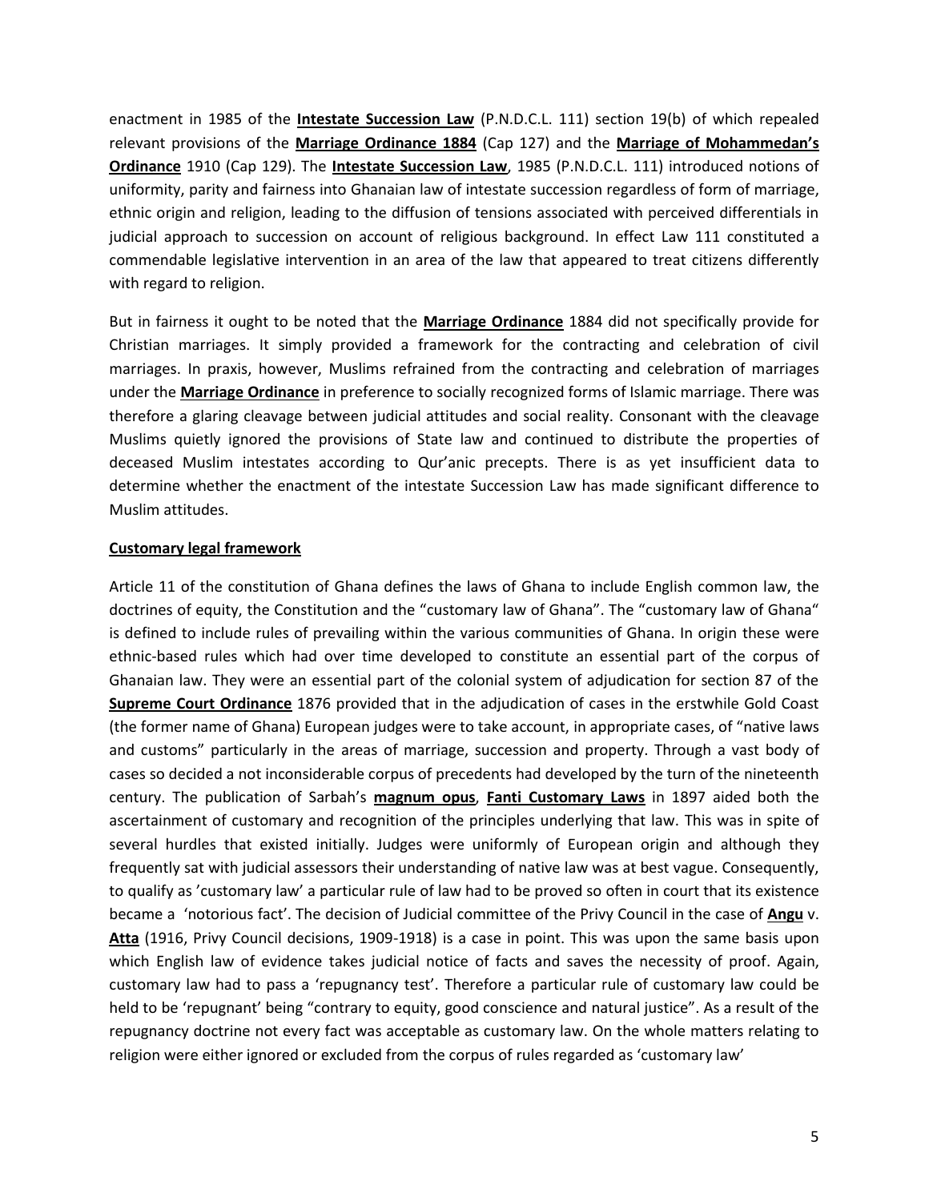enactment in 1985 of the **Intestate Succession Law** (P.N.D.C.L. 111) section 19(b) of which repealed relevant provisions of the **Marriage Ordinance 1884** (Cap 127) and the **Marriage of Mohammedan's Ordinance** 1910 (Cap 129). The **Intestate Succession Law**, 1985 (P.N.D.C.L. 111) introduced notions of uniformity, parity and fairness into Ghanaian law of intestate succession regardless of form of marriage, ethnic origin and religion, leading to the diffusion of tensions associated with perceived differentials in judicial approach to succession on account of religious background. In effect Law 111 constituted a commendable legislative intervention in an area of the law that appeared to treat citizens differently with regard to religion.

But in fairness it ought to be noted that the **Marriage Ordinance** 1884 did not specifically provide for Christian marriages. It simply provided a framework for the contracting and celebration of civil marriages. In praxis, however, Muslims refrained from the contracting and celebration of marriages under the **Marriage Ordinance** in preference to socially recognized forms of Islamic marriage. There was therefore a glaring cleavage between judicial attitudes and social reality. Consonant with the cleavage Muslims quietly ignored the provisions of State law and continued to distribute the properties of deceased Muslim intestates according to Qur'anic precepts. There is as yet insufficient data to determine whether the enactment of the intestate Succession Law has made significant difference to Muslim attitudes.

**Customary legal framework**

Article 11 of the constitution of Ghana defines the laws of Ghana to include English common law, the doctrines of equity, the Constitution and the "customary law of Ghana". The "customary law of Ghana" is defined to include rules of prevailing within the various communities of Ghana. In origin these were ethnic-based rules which had over time developed to constitute an essential part of the corpus of Ghanaian law. They were an essential part of the colonial system of adjudication for section 87 of the **Supreme Court Ordinance** 1876 provided that in the adjudication of cases in the erstwhile Gold Coast (the former name of Ghana) European judges were to take account, in appropriate cases, of "native laws and customs" particularly in the areas of marriage, succession and property. Through a vast body of cases so decided a not inconsiderable corpus of precedents had developed by the turn of the nineteenth century. The publication of Sarbah's **magnum opus**, **Fanti Customary Laws** in 1897 aided both the ascertainment of customary and recognition of the principles underlying that law. This was in spite of several hurdles that existed initially. Judges were uniformly of European origin and although they frequently sat with judicial assessors their understanding of native law was at best vague. Consequently, to qualify as 'customary law' a particular rule of law had to be proved so often in court that its existence became a 'notorious fact'. The decision of Judicial committee of the Privy Council in the case of **Angu** v. **Atta** (1916, Privy Council decisions, 1909-1918) is a case in point. This was upon the same basis upon which English law of evidence takes judicial notice of facts and saves the necessity of proof. Again, customary law had to pass a 'repugnancy test'. Therefore a particular rule of customary law could be held to be 'repugnant' being "contrary to equity, good conscience and natural justice". As a result of the repugnancy doctrine not every fact was acceptable as customary law. On the whole matters relating to religion were either ignored or excluded from the corpus of rules regarded as 'customary law'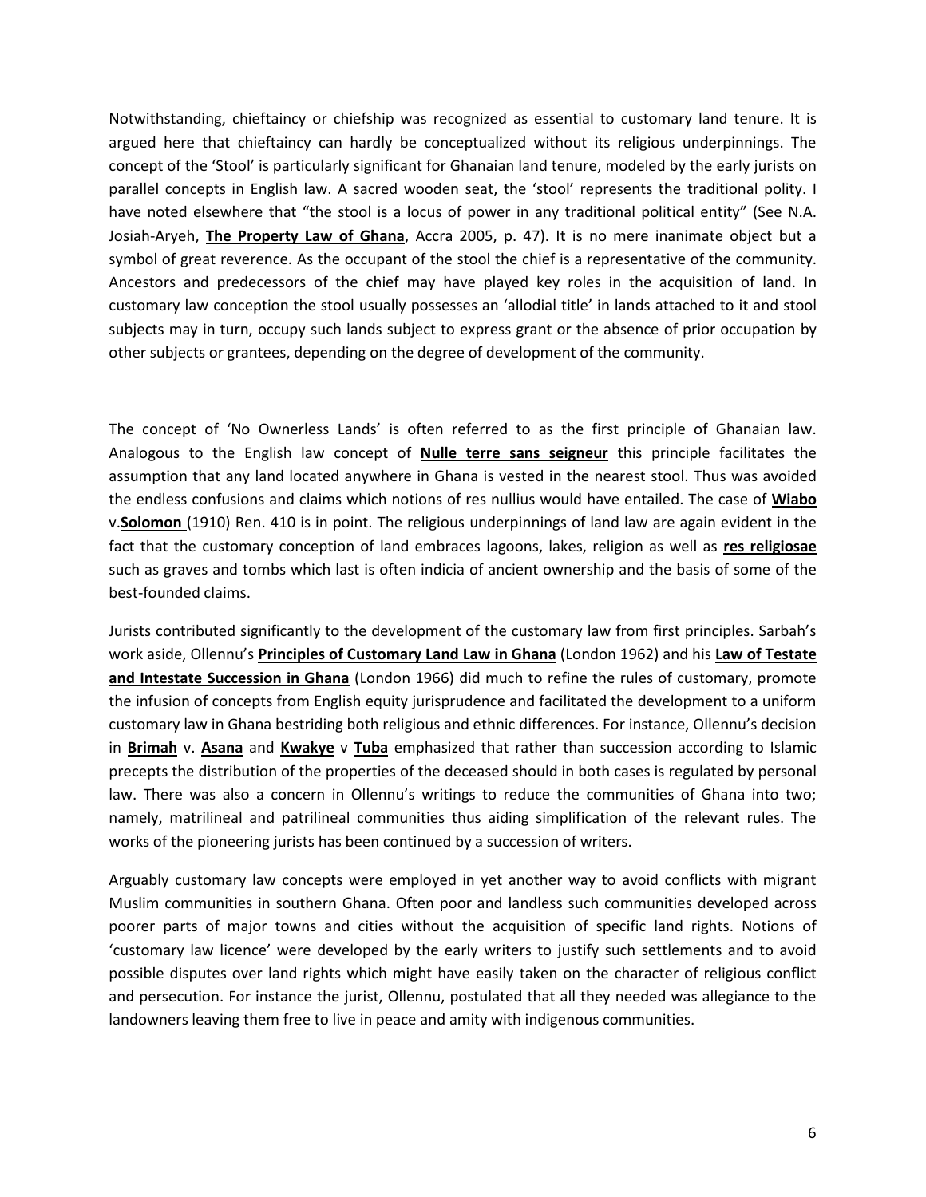Notwithstanding, chieftaincy or chiefship was recognized as essential to customary land tenure. It is argued here that chieftaincy can hardly be conceptualized without its religious underpinnings. The concept of the 'Stool' is particularly significant for Ghanaian land tenure, modeled by the early jurists on parallel concepts in English law. A sacred wooden seat, the 'stool' represents the traditional polity. I have noted elsewhere that "the stool is a locus of power in any traditional political entity" (See N.A. Josiah-Aryeh, **The Property Law of Ghana**, Accra 2005, p. 47). It is no mere inanimate object but a symbol of great reverence. As the occupant of the stool the chief is a representative of the community. Ancestors and predecessors of the chief may have played key roles in the acquisition of land. In customary law conception the stool usually possesses an 'allodial title' in lands attached to it and stool subjects may in turn, occupy such lands subject to express grant or the absence of prior occupation by other subjects or grantees, depending on the degree of development of the community.

The concept of 'No Ownerless Lands' is often referred to as the first principle of Ghanaian law. Analogous to the English law concept of **Nulle terre sans seigneur** this principle facilitates the assumption that any land located anywhere in Ghana is vested in the nearest stool. Thus was avoided the endless confusions and claims which notions of res nullius would have entailed. The case of **Wiabo** v.**Solomon** (1910) Ren. 410 is in point. The religious underpinnings of land law are again evident in the fact that the customary conception of land embraces lagoons, lakes, religion as well as **res religiosae** such as graves and tombs which last is often indicia of ancient ownership and the basis of some of the best-founded claims.

Jurists contributed significantly to the development of the customary law from first principles. Sarbah's work aside, Ollennu's **Principles of Customary Land Law in Ghana** (London 1962) and his **Law of Testate and Intestate Succession in Ghana** (London 1966) did much to refine the rules of customary, promote the infusion of concepts from English equity jurisprudence and facilitated the development to a uniform customary law in Ghana bestriding both religious and ethnic differences. For instance, Ollennu's decision in **Brimah** v. **Asana** and **Kwakye** v **Tuba** emphasized that rather than succession according to Islamic precepts the distribution of the properties of the deceased should in both cases is regulated by personal law. There was also a concern in Ollennu's writings to reduce the communities of Ghana into two; namely, matrilineal and patrilineal communities thus aiding simplification of the relevant rules. The works of the pioneering jurists has been continued by a succession of writers.

Arguably customary law concepts were employed in yet another way to avoid conflicts with migrant Muslim communities in southern Ghana. Often poor and landless such communities developed across poorer parts of major towns and cities without the acquisition of specific land rights. Notions of 'customary law licence' were developed by the early writers to justify such settlements and to avoid possible disputes over land rights which might have easily taken on the character of religious conflict and persecution. For instance the jurist, Ollennu, postulated that all they needed was allegiance to the landowners leaving them free to live in peace and amity with indigenous communities.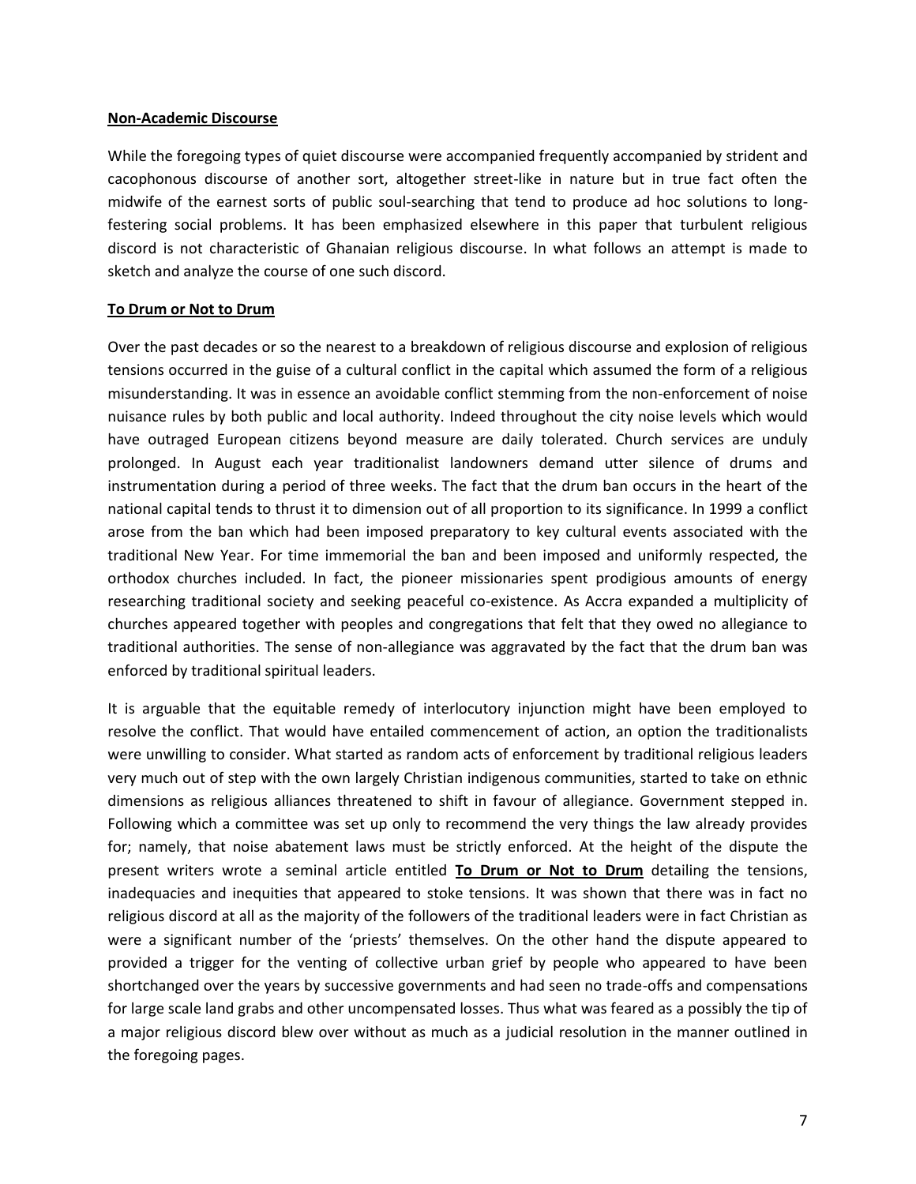**Non-Academic Discourse**

While the foregoing types of quiet discourse were accompanied frequently accompanied by strident and cacophonous discourse of another sort, altogether street-like in nature but in true fact often the midwife of the earnest sorts of public soul-searching that tend to produce ad hoc solutions to long-festering social problems. It has been emphasized elsewhere in this paper that turbulent religious discord is not characteristic of Ghanaian religious discourse. In what follows an attempt is made to sketch and analyze the course of one such discord.

**To Drum or Not to Drum**

Over the past decades or so the nearest to a breakdown of religious discourse and explosion of religious tensions occurred in the guise of a cultural conflict in the capital which assumed the form of a religious misunderstanding. It was in essence an avoidable conflict stemming from the non-enforcement of noise nuisance rules by both public and local authority. Indeed throughout the city noise levels which would have outraged European citizens beyond measure are daily tolerated. Church services are unduly prolonged. In August each year traditionalist landowners demand utter silence of drums and instrumentation during a period of three weeks. The fact that the drum ban occurs in the heart of the national capital tends to thrust it to dimension out of all proportion to its significance. In 1999 a conflict arose from the ban which had been imposed preparatory to key cultural events associated with the traditional New Year. For time immemorial the ban and been imposed and uniformly respected, the orthodox churches included. In fact, the pioneer missionaries spent prodigious amounts of energy researching traditional society and seeking peaceful co-existence. As Accra expanded a multiplicity of churches appeared together with peoples and congregations that felt that they owed no allegiance to traditional authorities. The sense of non-allegiance was aggravated by the fact that the drum ban was enforced by traditional spiritual leaders.

It is arguable that the equitable remedy of interlocutory injunction might have been employed to resolve the conflict. That would have entailed commencement of action, an option the traditionalists were unwilling to consider. What started as random acts of enforcement by traditional religious leaders very much out of step with the own largely Christian indigenous communities, started to take on ethnic dimensions as religious alliances threatened to shift in favour of allegiance. Government stepped in. Following which a committee was set up only to recommend the very things the law already provides for; namely, that noise abatement laws must be strictly enforced. At the height of the dispute the present writers wrote a seminal article entitled **To Drum or Not to Drum** detailing the tensions, inadequacies and inequities that appeared to stoke tensions. It was shown that there was in fact no religious discord at all as the majority of the followers of the traditional leaders were in fact Christian as were a significant number of the 'priests' themselves. On the other hand the dispute appeared to provided a trigger for the venting of collective urban grief by people who appeared to have been shortchanged over the years by successive governments and had seen no trade-offs and compensations for large scale land grabs and other uncompensated losses. Thus what was feared as a possibly the tip of a major religious discord blew over without as much as a judicial resolution in the manner outlined in the foregoing pages.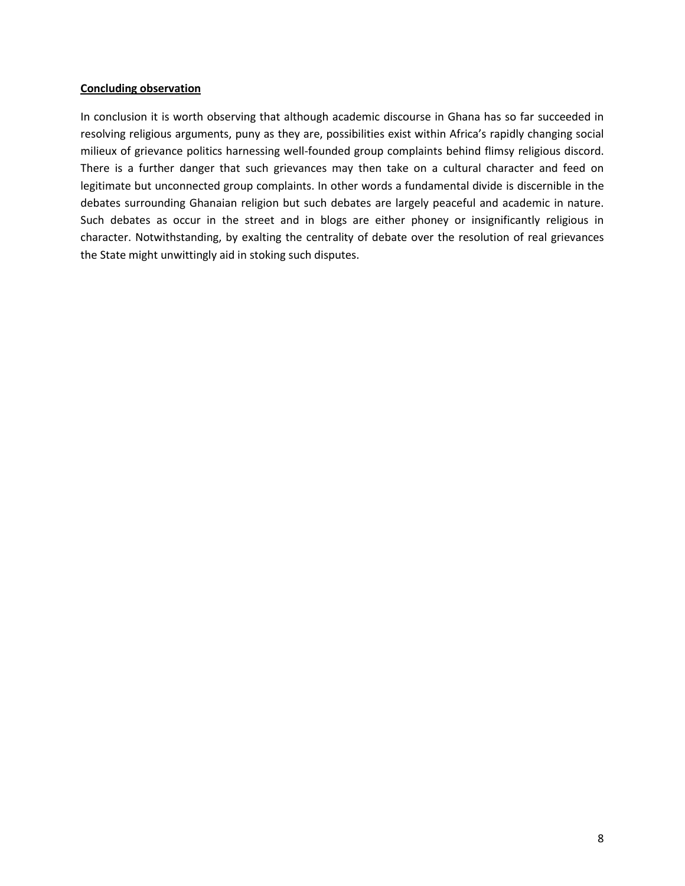**Concluding observation**

In conclusion it is worth observing that although academic discourse in Ghana has so far succeeded in resolving religious arguments, puny as they are, possibilities exist within Africa's rapidly changing social milieux of grievance politics harnessing well-founded group complaints behind flimsy religious discord. There is a further danger that such grievances may then take on a cultural character and feed on legitimate but unconnected group complaints. In other words a fundamental divide is discernible in the debates surrounding Ghanaian religion but such debates are largely peaceful and academic in nature. Such debates as occur in the street and in blogs are either phoney or insignificantly religious in character. Notwithstanding, by exalting the centrality of debate over the resolution of real grievances the State might unwittingly aid in stoking such disputes.